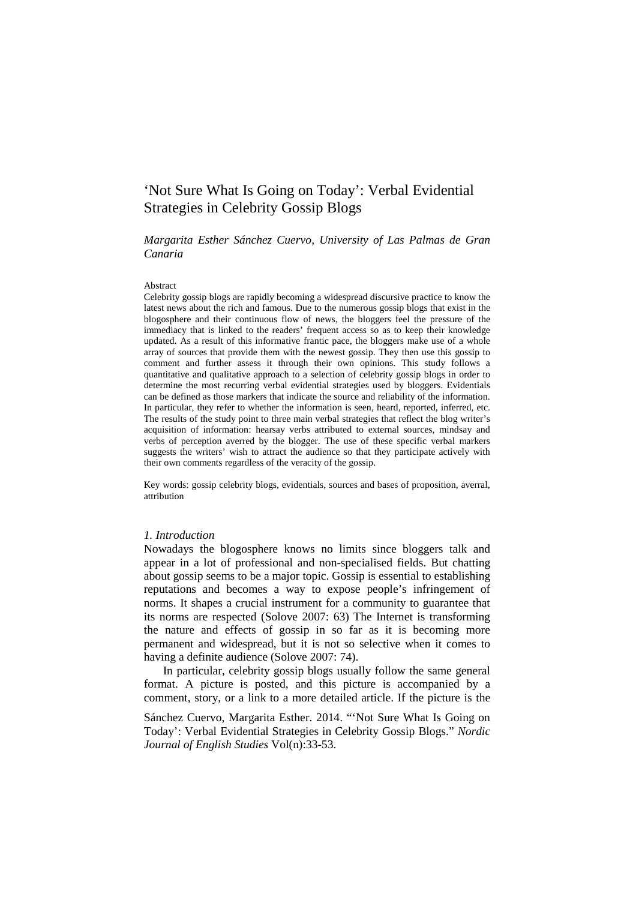# 'Not Sure What Is Going on Today': Verbal Evidential Strategies in Celebrity Gossip Blogs

*Margarita Esther Sánchez Cuervo, University of Las Palmas de Gran Canaria*

Abstract

Celebrity gossip blogs are rapidly becoming a widespread discursive practice to know the latest news about the rich and famous. Due to the numerous gossip blogs that exist in the blogosphere and their continuous flow of news, the bloggers feel the pressure of the immediacy that is linked to the readers' frequent access so as to keep their knowledge updated. As a result of this informative frantic pace, the bloggers make use of a whole array of sources that provide them with the newest gossip. They then use this gossip to comment and further assess it through their own opinions. This study follows a quantitative and qualitative approach to a selection of celebrity gossip blogs in order to determine the most recurring verbal evidential strategies used by bloggers. Evidentials can be defined as those markers that indicate the source and reliability of the information. In particular, they refer to whether the information is seen, heard, reported, inferred, etc. The results of the study point to three main verbal strategies that reflect the blog writer's acquisition of information: hearsay verbs attributed to external sources, mindsay and verbs of perception averred by the blogger. The use of these specific verbal markers suggests the writers' wish to attract the audience so that they participate actively with their own comments regardless of the veracity of the gossip.

Key words: gossip celebrity blogs, evidentials, sources and bases of proposition, averral, attribution

## *1. Introduction*

Nowadays the blogosphere knows no limits since bloggers talk and appear in a lot of professional and non-specialised fields. But chatting about gossip seems to be a major topic. Gossip is essential to establishing reputations and becomes a way to expose people's infringement of norms. It shapes a crucial instrument for a community to guarantee that its norms are respected (Solove 2007: 63) The Internet is transforming the nature and effects of gossip in so far as it is becoming more permanent and widespread, but it is not so selective when it comes to having a definite audience (Solove 2007: 74).

In particular, celebrity gossip blogs usually follow the same general format. A picture is posted, and this picture is accompanied by a comment, story, or a link to a more detailed article. If the picture is the

Sánchez Cuervo, Margarita Esther. 2014. "'Not Sure What Is Going on Today': Verbal Evidential Strategies in Celebrity Gossip Blogs." *Nordic Journal of English Studies* Vol(n):33-53.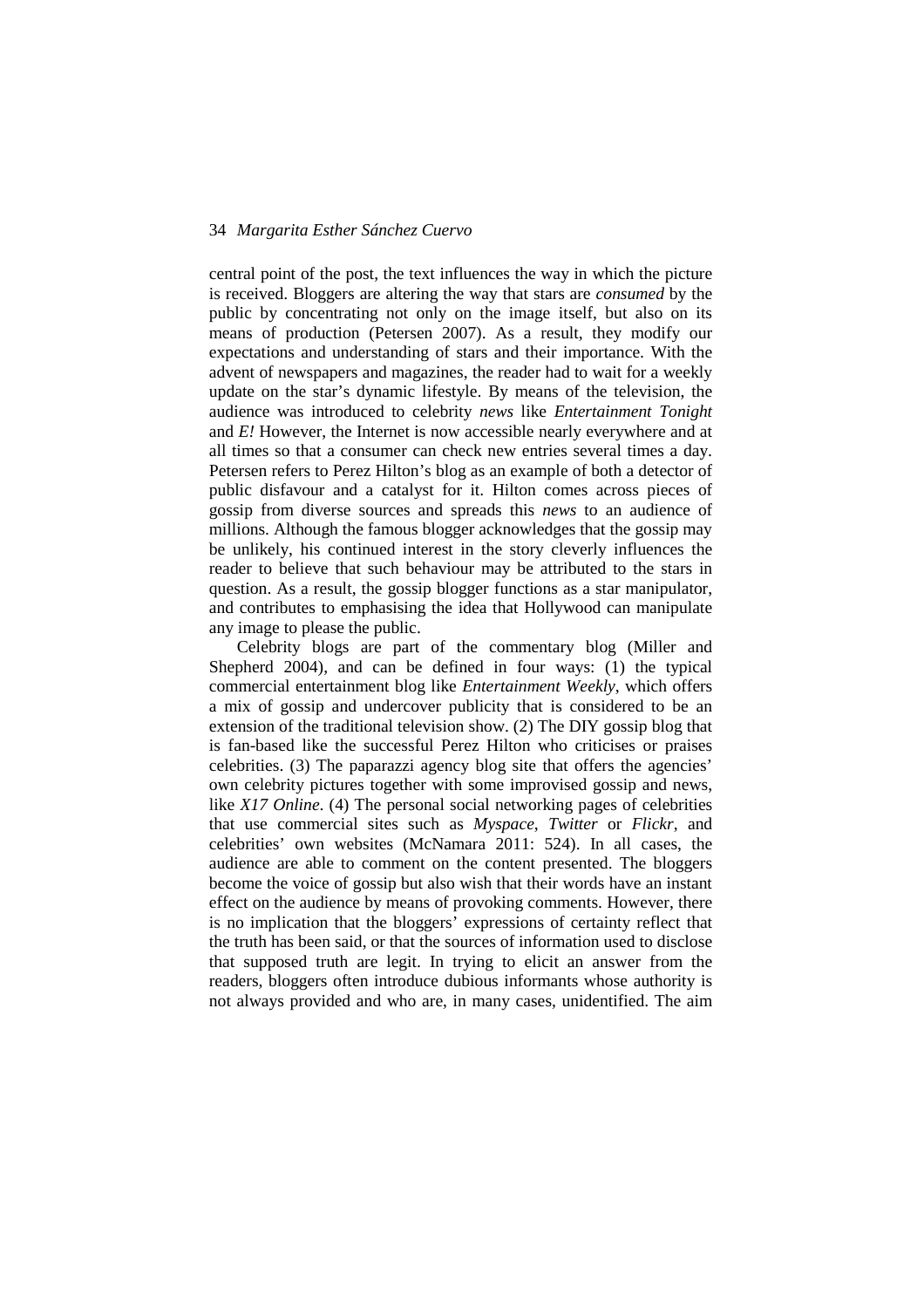central point of the post, the text influences the way in which the picture is received. Bloggers are altering the way that stars are *consumed* by the public by concentrating not only on the image itself, but also on its means of production (Petersen 2007). As a result, they modify our expectations and understanding of stars and their importance. With the advent of newspapers and magazines, the reader had to wait for a weekly update on the star's dynamic lifestyle. By means of the television, the audience was introduced to celebrity *news* like *Entertainment Tonight* and *E!* However, the Internet is now accessible nearly everywhere and at all times so that a consumer can check new entries several times a day. Petersen refers to Perez Hilton's blog as an example of both a detector of public disfavour and a catalyst for it. Hilton comes across pieces of gossip from diverse sources and spreads this *news* to an audience of millions. Although the famous blogger acknowledges that the gossip may be unlikely, his continued interest in the story cleverly influences the reader to believe that such behaviour may be attributed to the stars in question. As a result, the gossip blogger functions as a star manipulator, and contributes to emphasising the idea that Hollywood can manipulate any image to please the public.

Celebrity blogs are part of the commentary blog (Miller and Shepherd 2004), and can be defined in four ways: (1) the typical commercial entertainment blog like *Entertainment Weekly*, which offers a mix of gossip and undercover publicity that is considered to be an extension of the traditional television show. (2) The DIY gossip blog that is fan-based like the successful Perez Hilton who criticises or praises celebrities. (3) The paparazzi agency blog site that offers the agencies' own celebrity pictures together with some improvised gossip and news, like *X17 Online*. (4) The personal social networking pages of celebrities that use commercial sites such as *Myspace*, *Twitter* or *Flickr*, and celebrities' own websites (McNamara 2011: 524). In all cases, the audience are able to comment on the content presented. The bloggers become the voice of gossip but also wish that their words have an instant effect on the audience by means of provoking comments. However, there is no implication that the bloggers' expressions of certainty reflect that the truth has been said, or that the sources of information used to disclose that supposed truth are legit. In trying to elicit an answer from the readers, bloggers often introduce dubious informants whose authority is not always provided and who are, in many cases, unidentified. The aim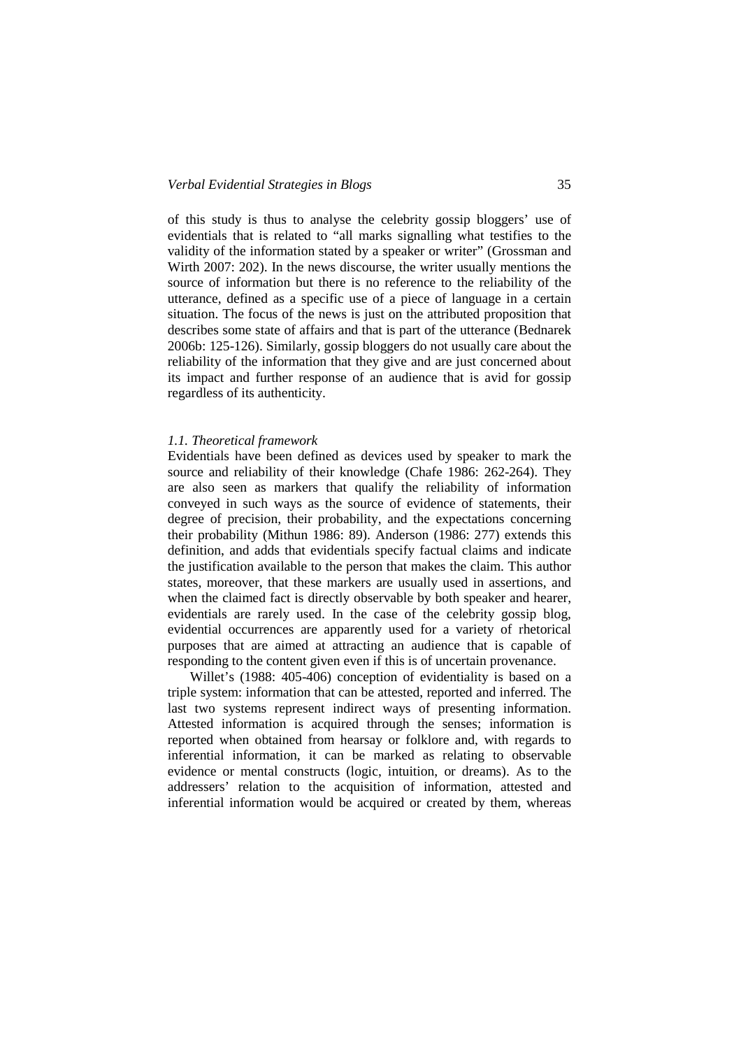of this study is thus to analyse the celebrity gossip bloggers' use of evidentials that is related to "all marks signalling what testifies to the validity of the information stated by a speaker or writer" (Grossman and Wirth 2007: 202). In the news discourse, the writer usually mentions the source of information but there is no reference to the reliability of the utterance, defined as a specific use of a piece of language in a certain situation. The focus of the news is just on the attributed proposition that describes some state of affairs and that is part of the utterance (Bednarek 2006b: 125-126). Similarly, gossip bloggers do not usually care about the reliability of the information that they give and are just concerned about its impact and further response of an audience that is avid for gossip regardless of its authenticity.

### *1.1. Theoretical framework*

Evidentials have been defined as devices used by speaker to mark the source and reliability of their knowledge (Chafe 1986: 262-264). They are also seen as markers that qualify the reliability of information conveyed in such ways as the source of evidence of statements, their degree of precision, their probability, and the expectations concerning their probability (Mithun 1986: 89). Anderson (1986: 277) extends this definition, and adds that evidentials specify factual claims and indicate the justification available to the person that makes the claim. This author states, moreover, that these markers are usually used in assertions, and when the claimed fact is directly observable by both speaker and hearer, evidentials are rarely used. In the case of the celebrity gossip blog, evidential occurrences are apparently used for a variety of rhetorical purposes that are aimed at attracting an audience that is capable of responding to the content given even if this is of uncertain provenance.

Willet's (1988: 405-406) conception of evidentiality is based on a triple system: information that can be attested, reported and inferred. The last two systems represent indirect ways of presenting information. Attested information is acquired through the senses; information is reported when obtained from hearsay or folklore and, with regards to inferential information, it can be marked as relating to observable evidence or mental constructs (logic, intuition, or dreams). As to the addressers' relation to the acquisition of information, attested and inferential information would be acquired or created by them, whereas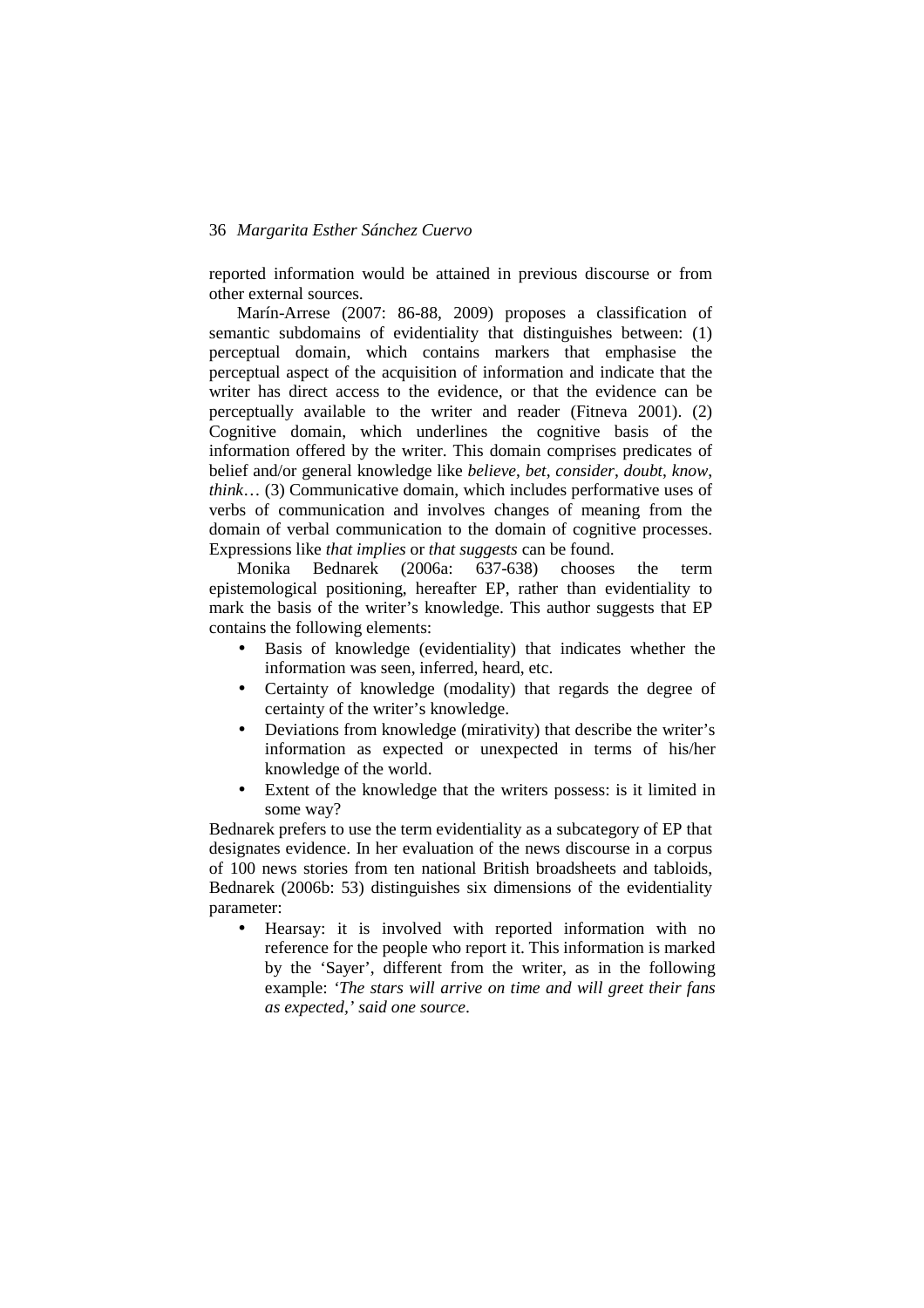reported information would be attained in previous discourse or from other external sources.

Marín-Arrese (2007: 86-88, 2009) proposes a classification of semantic subdomains of evidentiality that distinguishes between: (1) perceptual domain, which contains markers that emphasise the perceptual aspect of the acquisition of information and indicate that the writer has direct access to the evidence, or that the evidence can be perceptually available to the writer and reader (Fitneva 2001). (2) Cognitive domain, which underlines the cognitive basis of the information offered by the writer. This domain comprises predicates of belief and/or general knowledge like *believe*, *bet*, *consider*, *doubt*, *know*, *think*… (3) Communicative domain, which includes performative uses of verbs of communication and involves changes of meaning from the domain of verbal communication to the domain of cognitive processes. Expressions like *that implies* or *that suggests* can be found.

Monika Bednarek (2006a: 637-638) chooses the term epistemological positioning, hereafter EP, rather than evidentiality to mark the basis of the writer's knowledge. This author suggests that EP contains the following elements:

- Basis of knowledge (evidentiality) that indicates whether the information was seen, inferred, heard, etc.
- Certainty of knowledge (modality) that regards the degree of certainty of the writer's knowledge.
- Deviations from knowledge (mirativity) that describe the writer's information as expected or unexpected in terms of his/her knowledge of the world.
- Extent of the knowledge that the writers possess: is it limited in some way?

Bednarek prefers to use the term evidentiality as a subcategory of EP that designates evidence. In her evaluation of the news discourse in a corpus of 100 news stories from ten national British broadsheets and tabloids, Bednarek (2006b: 53) distinguishes six dimensions of the evidentiality parameter:

- Hearsay: it is involved with reported information with no reference for the people who report it. This information is marked by the 'Sayer', different from the writer, as in the following example: *'The stars will arrive on time and will greet their fans as expected,' said one source*.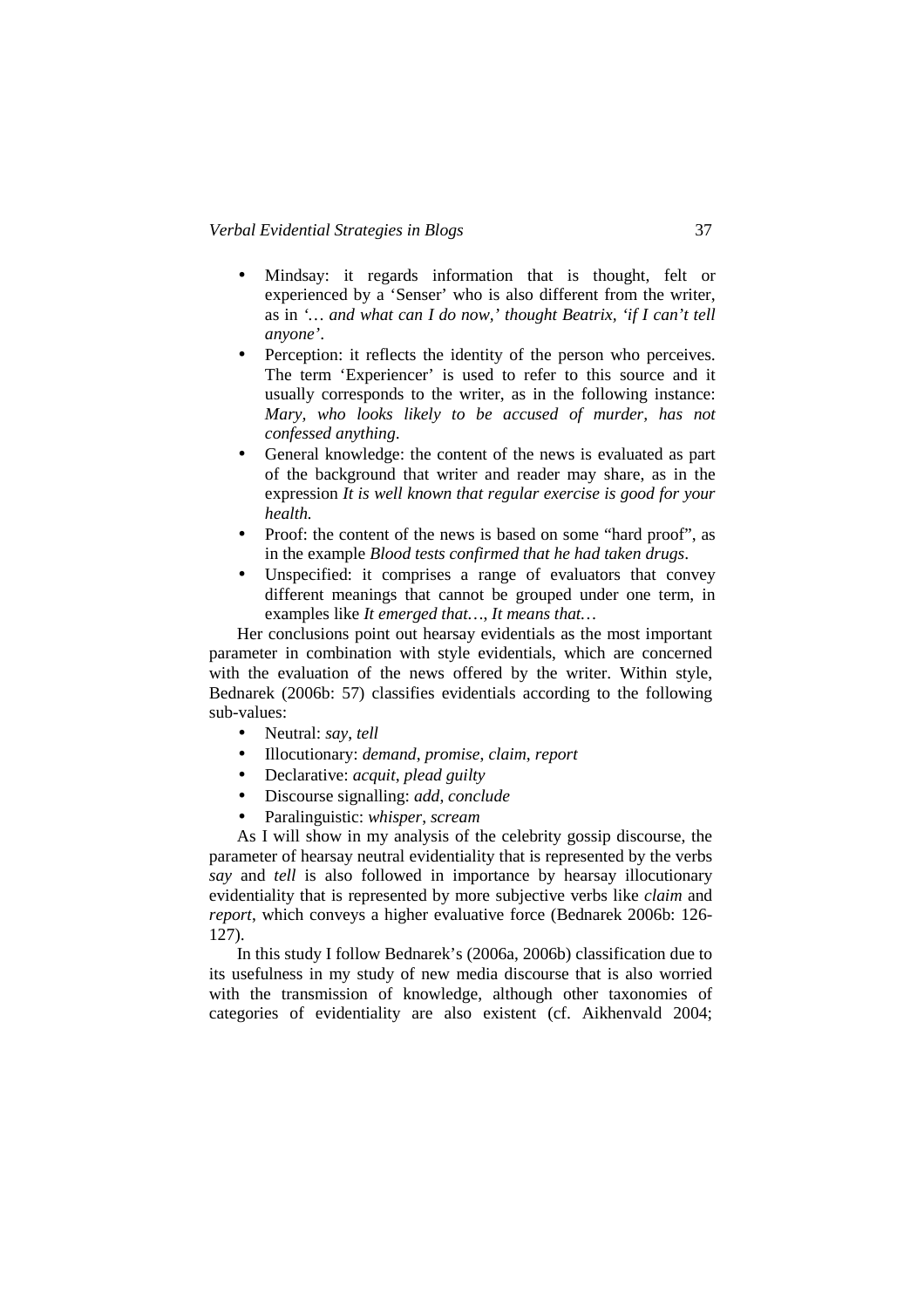- Mindsay: it regards information that is thought, felt or experienced by a 'Senser' who is also different from the writer, as in *'… and what can I do now,' thought Beatrix, 'if I can't tell anyone'*.
- Perception: it reflects the identity of the person who perceives. The term 'Experiencer' is used to refer to this source and it usually corresponds to the writer, as in the following instance: *Mary, who looks likely to be accused of murder, has not confessed anything*.
- General knowledge: the content of the news is evaluated as part of the background that writer and reader may share, as in the expression *It is well known that regular exercise is good for your health.*
- Proof: the content of the news is based on some "hard proof", as in the example *Blood tests confirmed that he had taken drugs*.
- Unspecified: it comprises a range of evaluators that convey different meanings that cannot be grouped under one term, in examples like *It emerged that…*, *It means that…*

Her conclusions point out hearsay evidentials as the most important parameter in combination with style evidentials, which are concerned with the evaluation of the news offered by the writer. Within style, Bednarek (2006b: 57) classifies evidentials according to the following sub-values:

- Neutral: *say*, *tell*
- Illocutionary: *demand*, *promise*, *claim*, *report*
- Declarative: *acquit*, *plead guilty*
- Discourse signalling: *add*, *conclude*
- Paralinguistic: *whisper*, *scream*

As I will show in my analysis of the celebrity gossip discourse, the parameter of hearsay neutral evidentiality that is represented by the verbs *say* and *tell* is also followed in importance by hearsay illocutionary evidentiality that is represented by more subjective verbs like *claim* and *report*, which conveys a higher evaluative force (Bednarek 2006b: 126-127).

In this study I follow Bednarek's (2006a, 2006b) classification due to its usefulness in my study of new media discourse that is also worried with the transmission of knowledge, although other taxonomies of categories of evidentiality are also existent (cf. Aikhenvald 2004;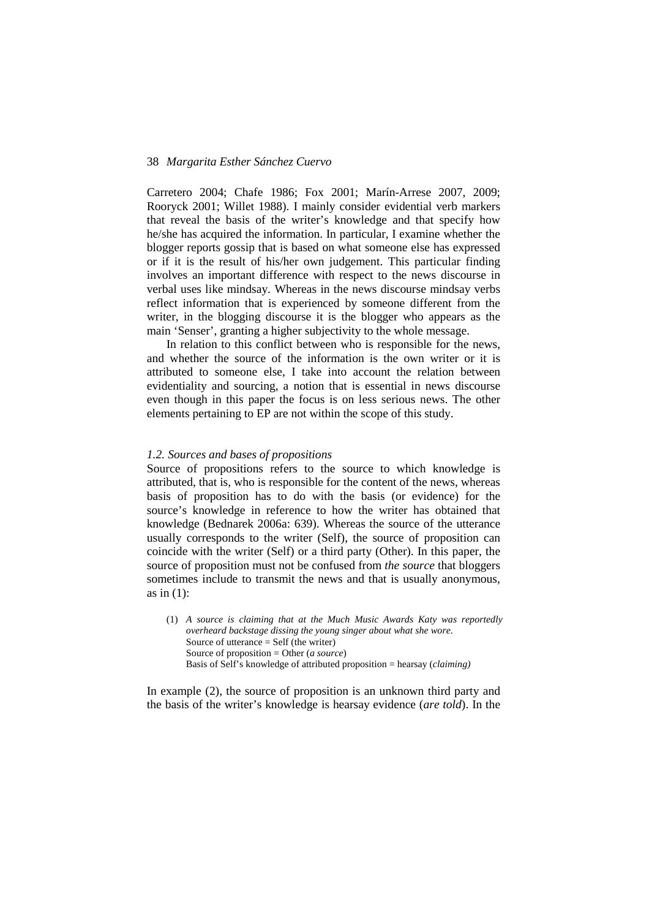Carretero 2004; Chafe 1986; Fox 2001; Marín-Arrese 2007, 2009; Rooryck 2001; Willet 1988). I mainly consider evidential verb markers that reveal the basis of the writer's knowledge and that specify how he/she has acquired the information. In particular, I examine whether the blogger reports gossip that is based on what someone else has expressed or if it is the result of his/her own judgement. This particular finding involves an important difference with respect to the news discourse in verbal uses like mindsay. Whereas in the news discourse mindsay verbs reflect information that is experienced by someone different from the writer, in the blogging discourse it is the blogger who appears as the main 'Senser', granting a higher subjectivity to the whole message.

In relation to this conflict between who is responsible for the news, and whether the source of the information is the own writer or it is attributed to someone else, I take into account the relation between evidentiality and sourcing, a notion that is essential in news discourse even though in this paper the focus is on less serious news. The other elements pertaining to EP are not within the scope of this study.

### *1.2. Sources and bases of propositions*

Source of propositions refers to the source to which knowledge is attributed, that is, who is responsible for the content of the news, whereas basis of proposition has to do with the basis (or evidence) for the source's knowledge in reference to how the writer has obtained that knowledge (Bednarek 2006a: 639). Whereas the source of the utterance usually corresponds to the writer (Self), the source of proposition can coincide with the writer (Self) or a third party (Other). In this paper, the source of proposition must not be confused from *the source* that bloggers sometimes include to transmit the news and that is usually anonymous, as in (1):

> (1) *A source is claiming that at the Much Music Awards Katy was reportedly overheard backstage dissing the young singer about what she wore.*
> Source of utterance = Self (the writer)
> Source of proposition = Other (*a source*)
> Basis of Self's knowledge of attributed proposition = hearsay (*claiming)*

In example (2), the source of proposition is an unknown third party and the basis of the writer's knowledge is hearsay evidence (*are told*). In the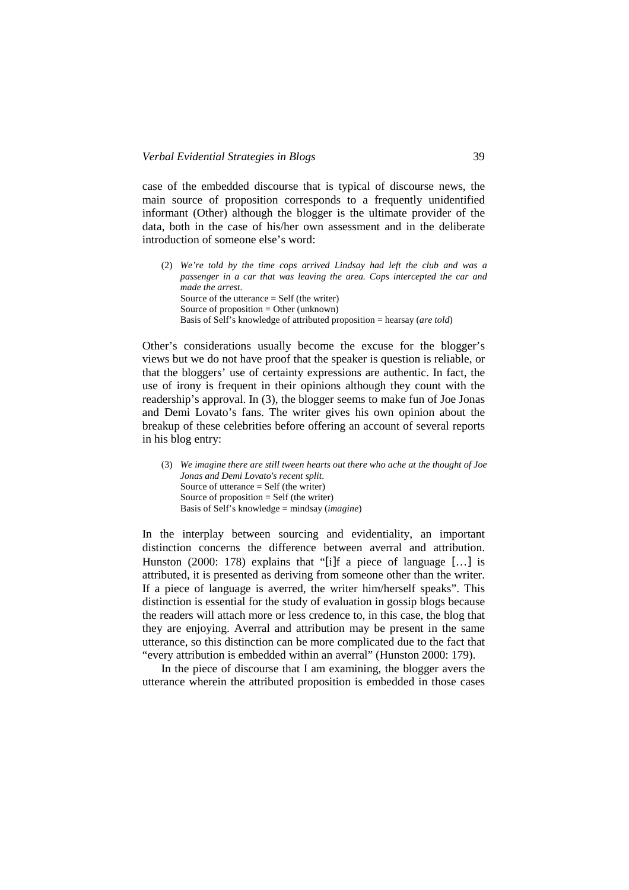case of the embedded discourse that is typical of discourse news, the main source of proposition corresponds to a frequently unidentified informant (Other) although the blogger is the ultimate provider of the data, both in the case of his/her own assessment and in the deliberate introduction of someone else's word:

(2) *We're told by the time cops arrived Lindsay had left the club and was a passenger in a car that was leaving the area. Cops intercepted the car and made the arrest.*
Source of the utterance = Self (the writer)
Source of proposition = Other (unknown)
Basis of Self's knowledge of attributed proposition = hearsay (*are told*)

Other's considerations usually become the excuse for the blogger's views but we do not have proof that the speaker is question is reliable, or that the bloggers' use of certainty expressions are authentic. In fact, the use of irony is frequent in their opinions although they count with the readership's approval. In (3), the blogger seems to make fun of Joe Jonas and Demi Lovato's fans. The writer gives his own opinion about the breakup of these celebrities before offering an account of several reports in his blog entry:

(3) *We imagine there are still tween hearts out there who ache at the thought of Joe Jonas and Demi Lovato's recent split.*
Source of utterance = Self (the writer)
Source of proposition = Self (the writer)
Basis of Self's knowledge = mindsay (*imagine*)

In the interplay between sourcing and evidentiality, an important distinction concerns the difference between averral and attribution. Hunston (2000: 178) explains that "[i]f a piece of language […] is attributed, it is presented as deriving from someone other than the writer. If a piece of language is averred, the writer him/herself speaks". This distinction is essential for the study of evaluation in gossip blogs because the readers will attach more or less credence to, in this case, the blog that they are enjoying. Averral and attribution may be present in the same utterance, so this distinction can be more complicated due to the fact that "every attribution is embedded within an averral" (Hunston 2000: 179).

In the piece of discourse that I am examining, the blogger avers the utterance wherein the attributed proposition is embedded in those cases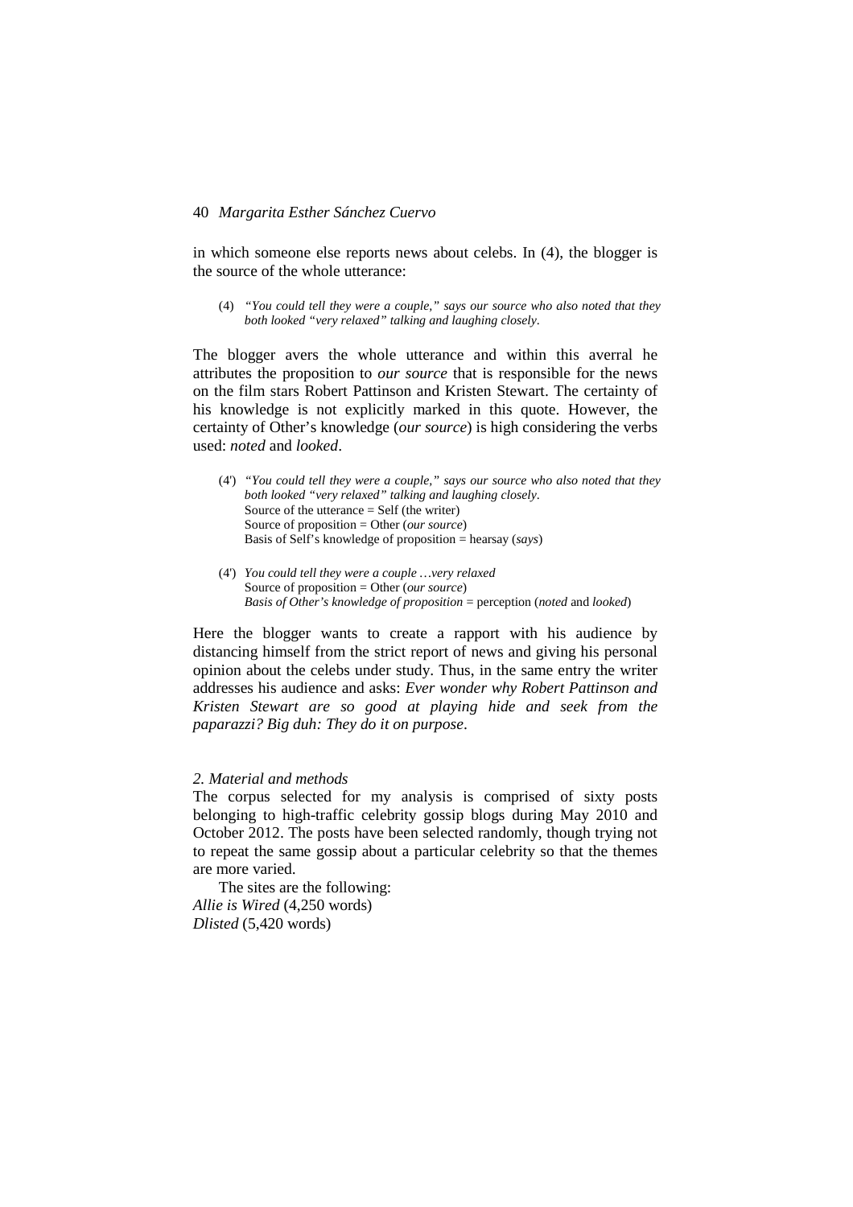in which someone else reports news about celebs. In (4), the blogger is the source of the whole utterance:

(4) *"You could tell they were a couple," says our source who also noted that they both looked "very relaxed" talking and laughing closely*.

The blogger avers the whole utterance and within this averral he attributes the proposition to *our source* that is responsible for the news on the film stars Robert Pattinson and Kristen Stewart. The certainty of his knowledge is not explicitly marked in this quote. However, the certainty of Other's knowledge (*our source*) is high considering the verbs used: *noted* and *looked*.

(4') *"You could tell they were a couple," says our source who also noted that they both looked "very relaxed" talking and laughing closely*.
Source of the utterance = Self (the writer)
Source of proposition = Other (*our source*)
Basis of Self's knowledge of proposition = hearsay (*says*)

(4') *You could tell they were a couple …very relaxed*
Source of proposition = Other (*our source*)
*Basis of Other's knowledge of proposition* = perception (*noted* and *looked*)

Here the blogger wants to create a rapport with his audience by distancing himself from the strict report of news and giving his personal opinion about the celebs under study. Thus, in the same entry the writer addresses his audience and asks: *Ever wonder why Robert Pattinson and Kristen Stewart are so good at playing hide and seek from the paparazzi? Big duh: They do it on purpose*.

## *2. Material and methods*

The corpus selected for my analysis is comprised of sixty posts belonging to high-traffic celebrity gossip blogs during May 2010 and October 2012. The posts have been selected randomly, though trying not to repeat the same gossip about a particular celebrity so that the themes are more varied.

The sites are the following:
*Allie is Wired* (4,250 words)
*Dlisted* (5,420 words)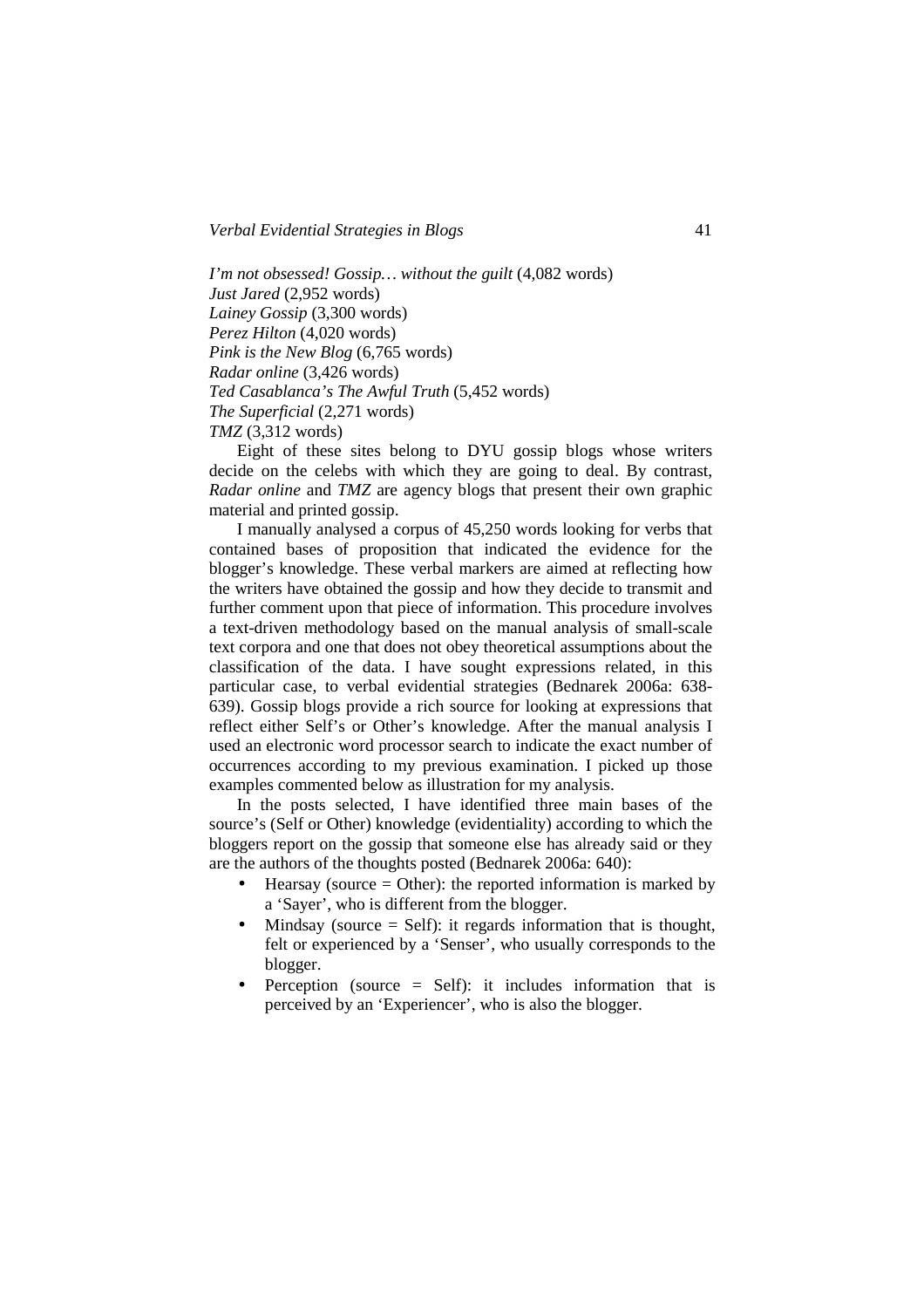*I'm not obsessed! Gossip… without the guilt* (4,082 words)
*Just Jared* (2,952 words)
*Lainey Gossip* (3,300 words)
*Perez Hilton* (4,020 words)
*Pink is the New Blog* (6,765 words)
*Radar online* (3,426 words)
*Ted Casablanca's The Awful Truth* (5,452 words)
*The Superficial* (2,271 words)
*TMZ* (3,312 words)

Eight of these sites belong to DYU gossip blogs whose writers decide on the celebs with which they are going to deal. By contrast, *Radar online* and *TMZ* are agency blogs that present their own graphic material and printed gossip.

I manually analysed a corpus of 45,250 words looking for verbs that contained bases of proposition that indicated the evidence for the blogger's knowledge. These verbal markers are aimed at reflecting how the writers have obtained the gossip and how they decide to transmit and further comment upon that piece of information. This procedure involves a text-driven methodology based on the manual analysis of small-scale text corpora and one that does not obey theoretical assumptions about the classification of the data. I have sought expressions related, in this particular case, to verbal evidential strategies (Bednarek 2006a: 638-639). Gossip blogs provide a rich source for looking at expressions that reflect either Self's or Other's knowledge. After the manual analysis I used an electronic word processor search to indicate the exact number of occurrences according to my previous examination. I picked up those examples commented below as illustration for my analysis.

In the posts selected, I have identified three main bases of the source's (Self or Other) knowledge (evidentiality) according to which the bloggers report on the gossip that someone else has already said or they are the authors of the thoughts posted (Bednarek 2006a: 640):

- Hearsay (source = Other): the reported information is marked by a 'Sayer', who is different from the blogger.
- Mindsay (source = Self): it regards information that is thought, felt or experienced by a 'Senser', who usually corresponds to the blogger.
- Perception (source = Self): it includes information that is perceived by an 'Experiencer', who is also the blogger.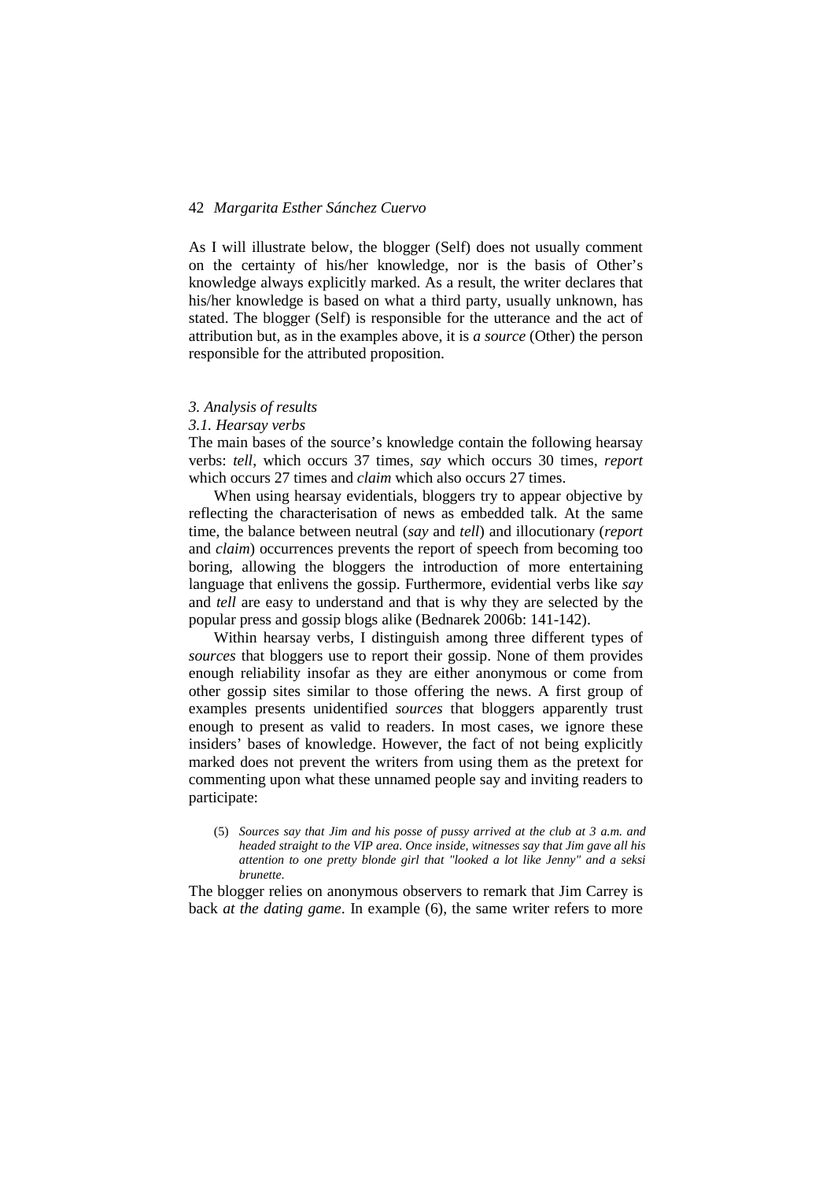As I will illustrate below, the blogger (Self) does not usually comment on the certainty of his/her knowledge, nor is the basis of Other's knowledge always explicitly marked. As a result, the writer declares that his/her knowledge is based on what a third party, usually unknown, has stated. The blogger (Self) is responsible for the utterance and the act of attribution but, as in the examples above, it is *a source* (Other) the person responsible for the attributed proposition.

## *3. Analysis of results*

### *3.1. Hearsay verbs*

The main bases of the source's knowledge contain the following hearsay verbs: *tell*, which occurs 37 times, *say* which occurs 30 times, *report* which occurs 27 times and *claim* which also occurs 27 times.

When using hearsay evidentials, bloggers try to appear objective by reflecting the characterisation of news as embedded talk. At the same time, the balance between neutral (*say* and *tell*) and illocutionary (*report* and *claim*) occurrences prevents the report of speech from becoming too boring, allowing the bloggers the introduction of more entertaining language that enlivens the gossip. Furthermore, evidential verbs like *say* and *tell* are easy to understand and that is why they are selected by the popular press and gossip blogs alike (Bednarek 2006b: 141-142).

Within hearsay verbs, I distinguish among three different types of *sources* that bloggers use to report their gossip. None of them provides enough reliability insofar as they are either anonymous or come from other gossip sites similar to those offering the news. A first group of examples presents unidentified *sources* that bloggers apparently trust enough to present as valid to readers. In most cases, we ignore these insiders' bases of knowledge. However, the fact of not being explicitly marked does not prevent the writers from using them as the pretext for commenting upon what these unnamed people say and inviting readers to participate:

(5) *Sources say that Jim and his posse of pussy arrived at the club at 3 a.m. and headed straight to the VIP area. Once inside, witnesses say that Jim gave all his attention to one pretty blonde girl that "looked a lot like Jenny" and a seksi brunette.*

The blogger relies on anonymous observers to remark that Jim Carrey is back *at the dating game*. In example (6), the same writer refers to more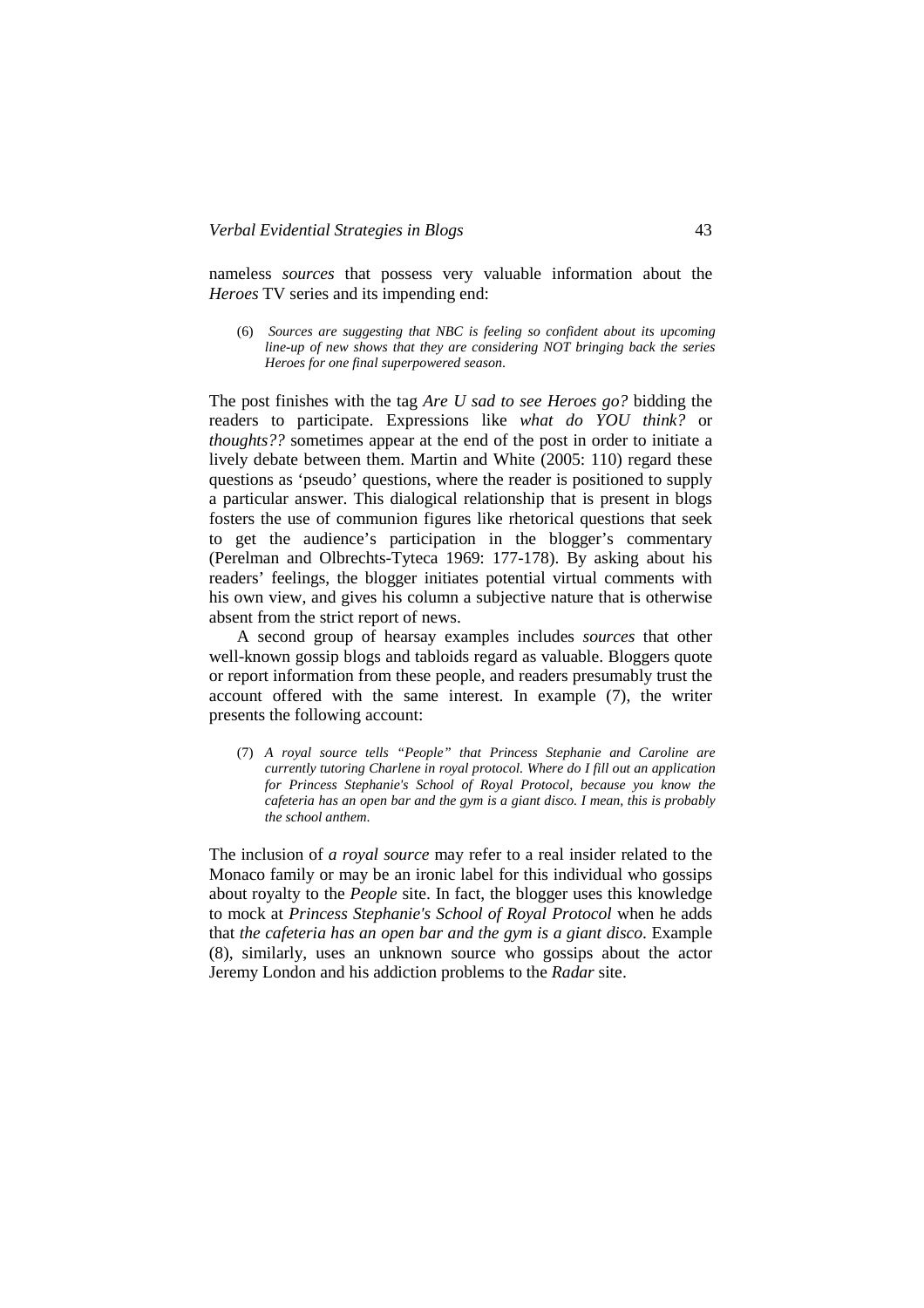nameless *sources* that possess very valuable information about the *Heroes* TV series and its impending end:

(6) *Sources are suggesting that NBC is feeling so confident about its upcoming line-up of new shows that they are considering NOT bringing back the series Heroes for one final superpowered season.*

The post finishes with the tag *Are U sad to see Heroes go?* bidding the readers to participate. Expressions like *what do YOU think?* or *thoughts??* sometimes appear at the end of the post in order to initiate a lively debate between them. Martin and White (2005: 110) regard these questions as 'pseudo' questions, where the reader is positioned to supply a particular answer. This dialogical relationship that is present in blogs fosters the use of communion figures like rhetorical questions that seek to get the audience's participation in the blogger's commentary (Perelman and Olbrechts-Tyteca 1969: 177-178). By asking about his readers' feelings, the blogger initiates potential virtual comments with his own view, and gives his column a subjective nature that is otherwise absent from the strict report of news.

A second group of hearsay examples includes *sources* that other well-known gossip blogs and tabloids regard as valuable. Bloggers quote or report information from these people, and readers presumably trust the account offered with the same interest. In example (7), the writer presents the following account:

(7) *A royal source tells "People" that Princess Stephanie and Caroline are currently tutoring Charlene in royal protocol. Where do I fill out an application for Princess Stephanie's School of Royal Protocol, because you know the cafeteria has an open bar and the gym is a giant disco. I mean, this is probably the school anthem.*

The inclusion of *a royal source* may refer to a real insider related to the Monaco family or may be an ironic label for this individual who gossips about royalty to the *People* site. In fact, the blogger uses this knowledge to mock at *Princess Stephanie's School of Royal Protocol* when he adds that *the cafeteria has an open bar and the gym is a giant disco*. Example (8), similarly, uses an unknown source who gossips about the actor Jeremy London and his addiction problems to the *Radar* site.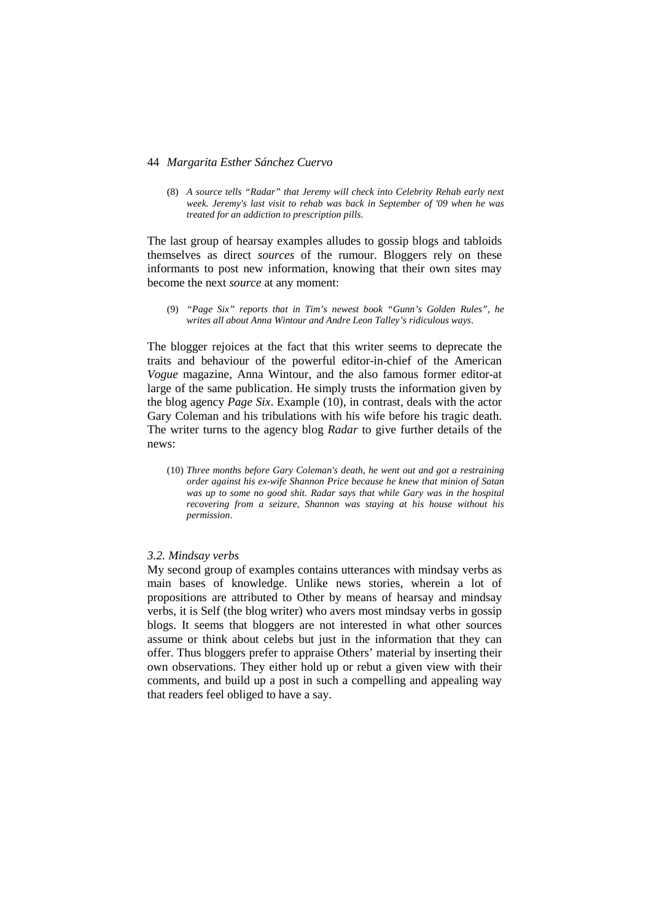(8) *A source tells "Radar" that Jeremy will check into Celebrity Rehab early next week. Jeremy's last visit to rehab was back in September of '09 when he was treated for an addiction to prescription pills.*

The last group of hearsay examples alludes to gossip blogs and tabloids themselves as direct *sources* of the rumour. Bloggers rely on these informants to post new information, knowing that their own sites may become the next *source* at any moment:

(9) *"Page Six" reports that in Tim's newest book "Gunn's Golden Rules", he writes all about Anna Wintour and Andre Leon Talley's ridiculous ways.*

The blogger rejoices at the fact that this writer seems to deprecate the traits and behaviour of the powerful editor-in-chief of the American *Vogue* magazine, Anna Wintour, and the also famous former editor-at large of the same publication. He simply trusts the information given by the blog agency *Page Six*. Example (10), in contrast, deals with the actor Gary Coleman and his tribulations with his wife before his tragic death. The writer turns to the agency blog *Radar* to give further details of the news:

(10) *Three months before Gary Coleman's death, he went out and got a restraining order against his ex-wife Shannon Price because he knew that minion of Satan was up to some no good shit. Radar says that while Gary was in the hospital recovering from a seizure, Shannon was staying at his house without his permission.*

### *3.2. Mindsay verbs*

My second group of examples contains utterances with mindsay verbs as main bases of knowledge. Unlike news stories, wherein a lot of propositions are attributed to Other by means of hearsay and mindsay verbs, it is Self (the blog writer) who avers most mindsay verbs in gossip blogs. It seems that bloggers are not interested in what other sources assume or think about celebs but just in the information that they can offer. Thus bloggers prefer to appraise Others' material by inserting their own observations. They either hold up or rebut a given view with their comments, and build up a post in such a compelling and appealing way that readers feel obliged to have a say.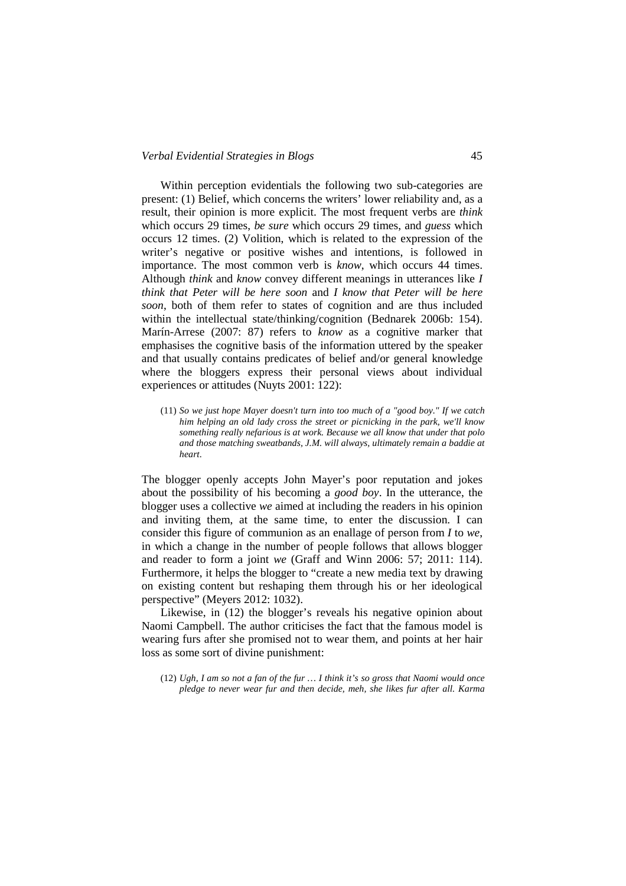Within perception evidentials the following two sub-categories are present: (1) Belief, which concerns the writers' lower reliability and, as a result, their opinion is more explicit. The most frequent verbs are *think* which occurs 29 times, *be sure* which occurs 29 times, and *guess* which occurs 12 times. (2) Volition, which is related to the expression of the writer's negative or positive wishes and intentions, is followed in importance. The most common verb is *know*, which occurs 44 times. Although *think* and *know* convey different meanings in utterances like *I think that Peter will be here soon* and *I know that Peter will be here soon*, both of them refer to states of cognition and are thus included within the intellectual state/thinking/cognition (Bednarek 2006b: 154). Marín-Arrese (2007: 87) refers to *know* as a cognitive marker that emphasises the cognitive basis of the information uttered by the speaker and that usually contains predicates of belief and/or general knowledge where the bloggers express their personal views about individual experiences or attitudes (Nuyts 2001: 122):

> (11) *So we just hope Mayer doesn't turn into too much of a "good boy." If we catch him helping an old lady cross the street or picnicking in the park, we'll know something really nefarious is at work. Because we all know that under that polo and those matching sweatbands, J.M. will always, ultimately remain a baddie at heart.*

The blogger openly accepts John Mayer's poor reputation and jokes about the possibility of his becoming a *good boy*. In the utterance, the blogger uses a collective *we* aimed at including the readers in his opinion and inviting them, at the same time, to enter the discussion. I can consider this figure of communion as an enallage of person from *I* to *we*, in which a change in the number of people follows that allows blogger and reader to form a joint *we* (Graff and Winn 2006: 57; 2011: 114). Furthermore, it helps the blogger to "create a new media text by drawing on existing content but reshaping them through his or her ideological perspective" (Meyers 2012: 1032).

Likewise, in (12) the blogger's reveals his negative opinion about Naomi Campbell. The author criticises the fact that the famous model is wearing furs after she promised not to wear them, and points at her hair loss as some sort of divine punishment:

> (12) *Ugh, I am so not a fan of the fur … I think it's so gross that Naomi would once pledge to never wear fur and then decide, meh, she likes fur after all. Karma*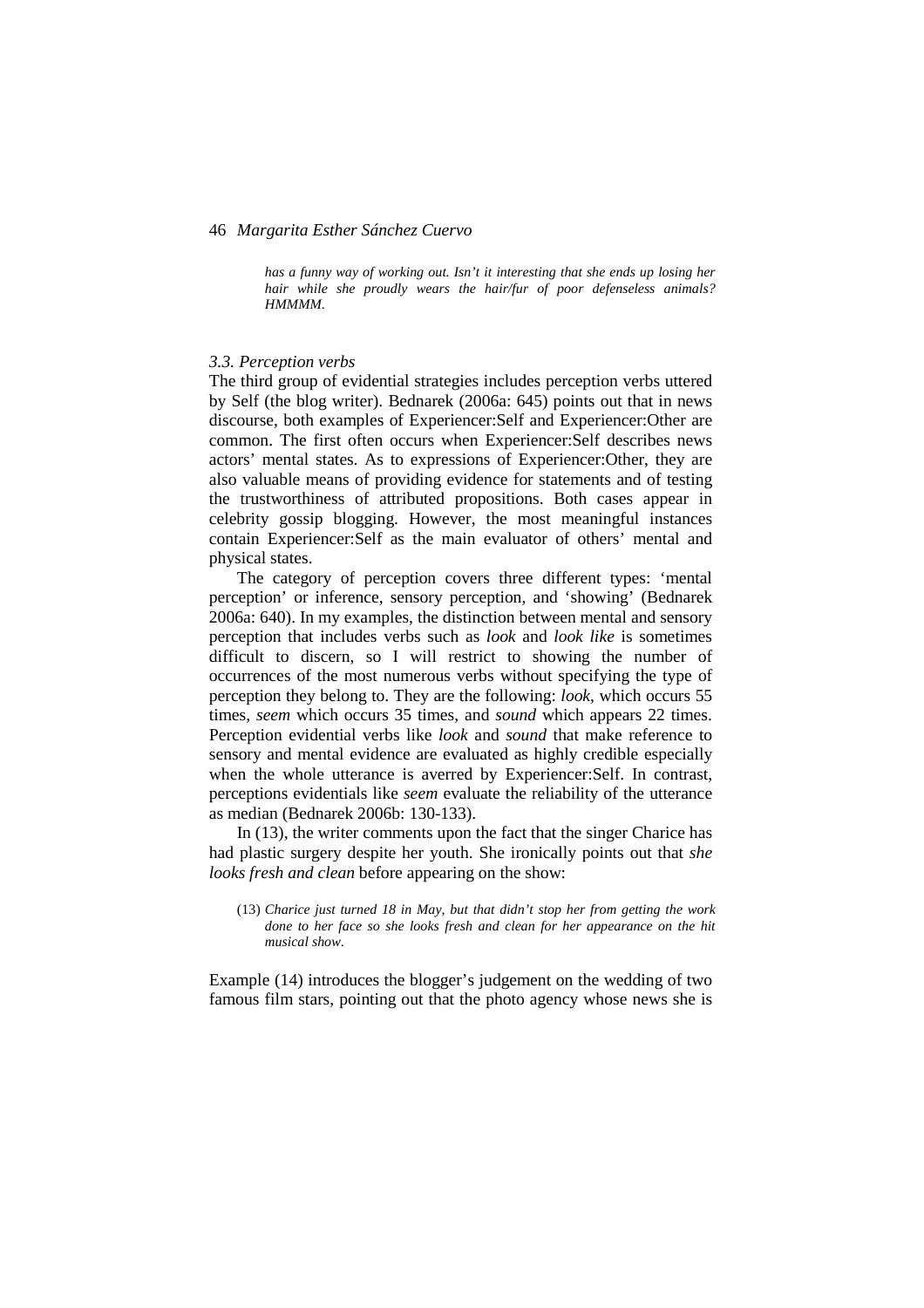*has a funny way of working out. Isn't it interesting that she ends up losing her hair while she proudly wears the hair/fur of poor defenseless animals? HMMMM.*

### *3.3. Perception verbs*

The third group of evidential strategies includes perception verbs uttered by Self (the blog writer). Bednarek (2006a: 645) points out that in news discourse, both examples of Experiencer:Self and Experiencer:Other are common. The first often occurs when Experiencer:Self describes news actors' mental states. As to expressions of Experiencer:Other, they are also valuable means of providing evidence for statements and of testing the trustworthiness of attributed propositions. Both cases appear in celebrity gossip blogging. However, the most meaningful instances contain Experiencer:Self as the main evaluator of others' mental and physical states.

The category of perception covers three different types: 'mental perception' or inference, sensory perception, and 'showing' (Bednarek 2006a: 640). In my examples, the distinction between mental and sensory perception that includes verbs such as *look* and *look like* is sometimes difficult to discern, so I will restrict to showing the number of occurrences of the most numerous verbs without specifying the type of perception they belong to. They are the following: *look*, which occurs 55 times, *seem* which occurs 35 times, and *sound* which appears 22 times. Perception evidential verbs like *look* and *sound* that make reference to sensory and mental evidence are evaluated as highly credible especially when the whole utterance is averred by Experiencer:Self. In contrast, perceptions evidentials like *seem* evaluate the reliability of the utterance as median (Bednarek 2006b: 130-133).

In (13), the writer comments upon the fact that the singer Charice has had plastic surgery despite her youth. She ironically points out that *she looks fresh and clean* before appearing on the show:

(13) *Charice just turned 18 in May, but that didn't stop her from getting the work done to her face so she looks fresh and clean for her appearance on the hit musical show.*

Example (14) introduces the blogger's judgement on the wedding of two famous film stars, pointing out that the photo agency whose news she is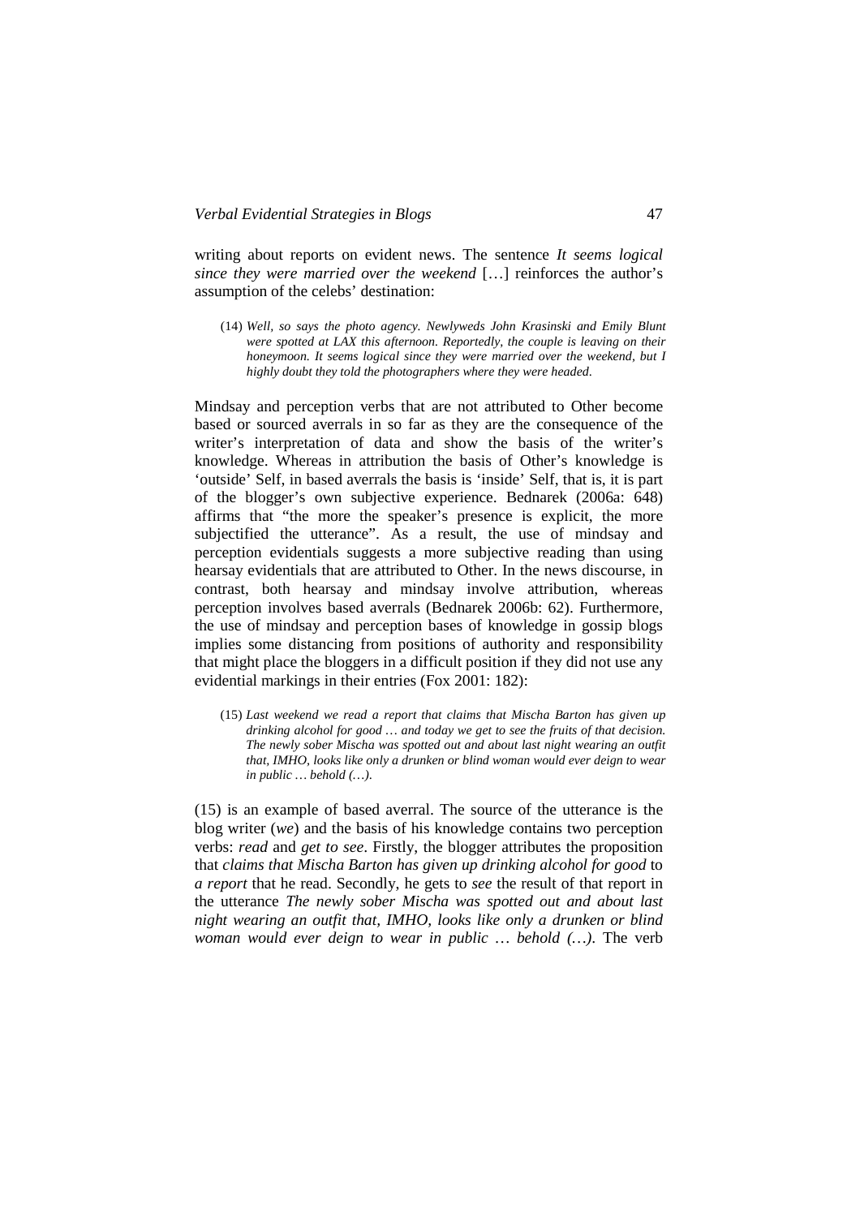writing about reports on evident news. The sentence *It seems logical since they were married over the weekend* […] reinforces the author's assumption of the celebs' destination:

> (14) *Well, so says the photo agency. Newlyweds John Krasinski and Emily Blunt were spotted at LAX this afternoon. Reportedly, the couple is leaving on their honeymoon. It seems logical since they were married over the weekend, but I highly doubt they told the photographers where they were headed*.

Mindsay and perception verbs that are not attributed to Other become based or sourced averrals in so far as they are the consequence of the writer's interpretation of data and show the basis of the writer's knowledge. Whereas in attribution the basis of Other's knowledge is 'outside' Self, in based averrals the basis is 'inside' Self, that is, it is part of the blogger's own subjective experience. Bednarek (2006a: 648) affirms that "the more the speaker's presence is explicit, the more subjectified the utterance". As a result, the use of mindsay and perception evidentials suggests a more subjective reading than using hearsay evidentials that are attributed to Other. In the news discourse, in contrast, both hearsay and mindsay involve attribution, whereas perception involves based averrals (Bednarek 2006b: 62). Furthermore, the use of mindsay and perception bases of knowledge in gossip blogs implies some distancing from positions of authority and responsibility that might place the bloggers in a difficult position if they did not use any evidential markings in their entries (Fox 2001: 182):

> (15) *Last weekend we read a report that claims that Mischa Barton has given up drinking alcohol for good … and today we get to see the fruits of that decision. The newly sober Mischa was spotted out and about last night wearing an outfit that, IMHO, looks like only a drunken or blind woman would ever deign to wear in public … behold (…)*.

(15) is an example of based averral. The source of the utterance is the blog writer (*we*) and the basis of his knowledge contains two perception verbs: *read* and *get to see*. Firstly, the blogger attributes the proposition that *claims that Mischa Barton has given up drinking alcohol for good* to *a report* that he read. Secondly, he gets to *see* the result of that report in the utterance *The newly sober Mischa was spotted out and about last night wearing an outfit that, IMHO, looks like only a drunken or blind woman would ever deign to wear in public … behold (…)*. The verb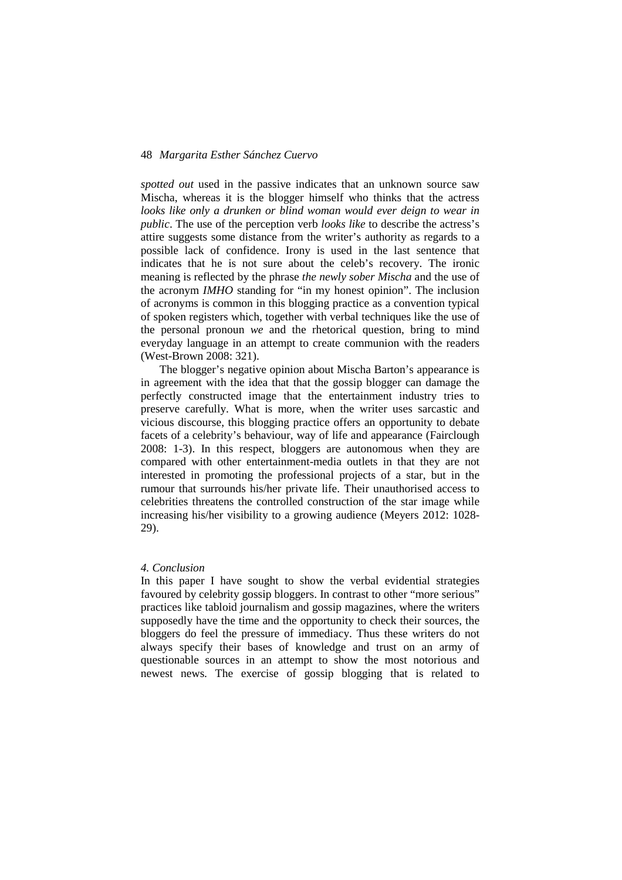*spotted out* used in the passive indicates that an unknown source saw Mischa, whereas it is the blogger himself who thinks that the actress *looks like only a drunken or blind woman would ever deign to wear in public*. The use of the perception verb *looks like* to describe the actress's attire suggests some distance from the writer's authority as regards to a possible lack of confidence. Irony is used in the last sentence that indicates that he is not sure about the celeb's recovery. The ironic meaning is reflected by the phrase *the newly sober Mischa* and the use of the acronym *IMHO* standing for "in my honest opinion". The inclusion of acronyms is common in this blogging practice as a convention typical of spoken registers which, together with verbal techniques like the use of the personal pronoun *we* and the rhetorical question, bring to mind everyday language in an attempt to create communion with the readers (West-Brown 2008: 321).

The blogger's negative opinion about Mischa Barton's appearance is in agreement with the idea that that the gossip blogger can damage the perfectly constructed image that the entertainment industry tries to preserve carefully. What is more, when the writer uses sarcastic and vicious discourse, this blogging practice offers an opportunity to debate facets of a celebrity's behaviour, way of life and appearance (Fairclough 2008: 1-3). In this respect, bloggers are autonomous when they are compared with other entertainment-media outlets in that they are not interested in promoting the professional projects of a star, but in the rumour that surrounds his/her private life. Their unauthorised access to celebrities threatens the controlled construction of the star image while increasing his/her visibility to a growing audience (Meyers 2012: 1028-29).

### *4. Conclusion*

In this paper I have sought to show the verbal evidential strategies favoured by celebrity gossip bloggers. In contrast to other "more serious" practices like tabloid journalism and gossip magazines, where the writers supposedly have the time and the opportunity to check their sources, the bloggers do feel the pressure of immediacy. Thus these writers do not always specify their bases of knowledge and trust on an army of questionable sources in an attempt to show the most notorious and newest news. The exercise of gossip blogging that is related to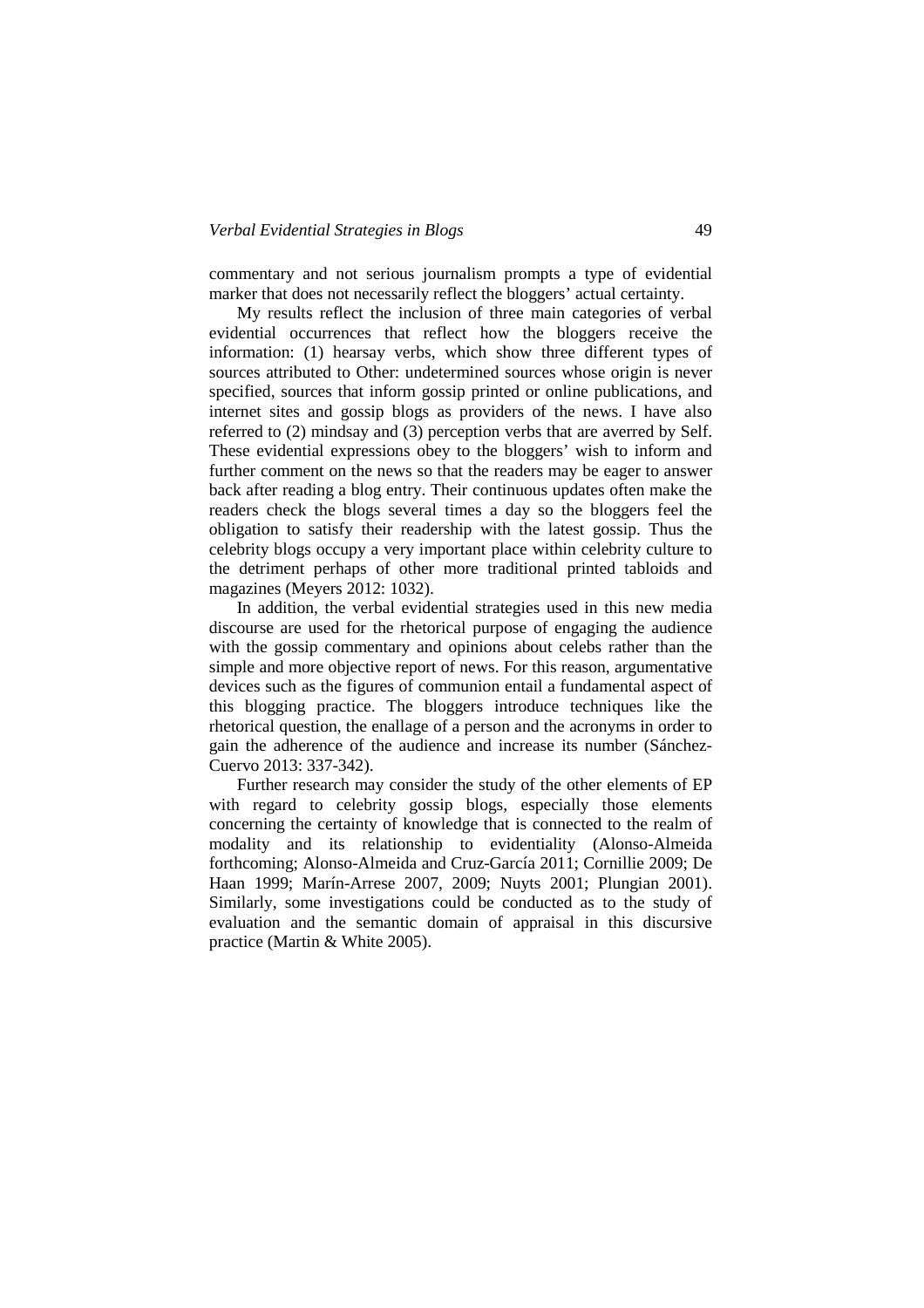commentary and not serious journalism prompts a type of evidential marker that does not necessarily reflect the bloggers' actual certainty.

My results reflect the inclusion of three main categories of verbal evidential occurrences that reflect how the bloggers receive the information: (1) hearsay verbs, which show three different types of sources attributed to Other: undetermined sources whose origin is never specified, sources that inform gossip printed or online publications, and internet sites and gossip blogs as providers of the news. I have also referred to (2) mindsay and (3) perception verbs that are averred by Self. These evidential expressions obey to the bloggers' wish to inform and further comment on the news so that the readers may be eager to answer back after reading a blog entry. Their continuous updates often make the readers check the blogs several times a day so the bloggers feel the obligation to satisfy their readership with the latest gossip. Thus the celebrity blogs occupy a very important place within celebrity culture to the detriment perhaps of other more traditional printed tabloids and magazines (Meyers 2012: 1032).

In addition, the verbal evidential strategies used in this new media discourse are used for the rhetorical purpose of engaging the audience with the gossip commentary and opinions about celebs rather than the simple and more objective report of news. For this reason, argumentative devices such as the figures of communion entail a fundamental aspect of this blogging practice. The bloggers introduce techniques like the rhetorical question, the enallage of a person and the acronyms in order to gain the adherence of the audience and increase its number (Sánchez-Cuervo 2013: 337-342).

Further research may consider the study of the other elements of EP with regard to celebrity gossip blogs, especially those elements concerning the certainty of knowledge that is connected to the realm of modality and its relationship to evidentiality (Alonso-Almeida forthcoming; Alonso-Almeida and Cruz-García 2011; Cornillie 2009; De Haan 1999; Marín-Arrese 2007, 2009; Nuyts 2001; Plungian 2001). Similarly, some investigations could be conducted as to the study of evaluation and the semantic domain of appraisal in this discursive practice (Martin & White 2005).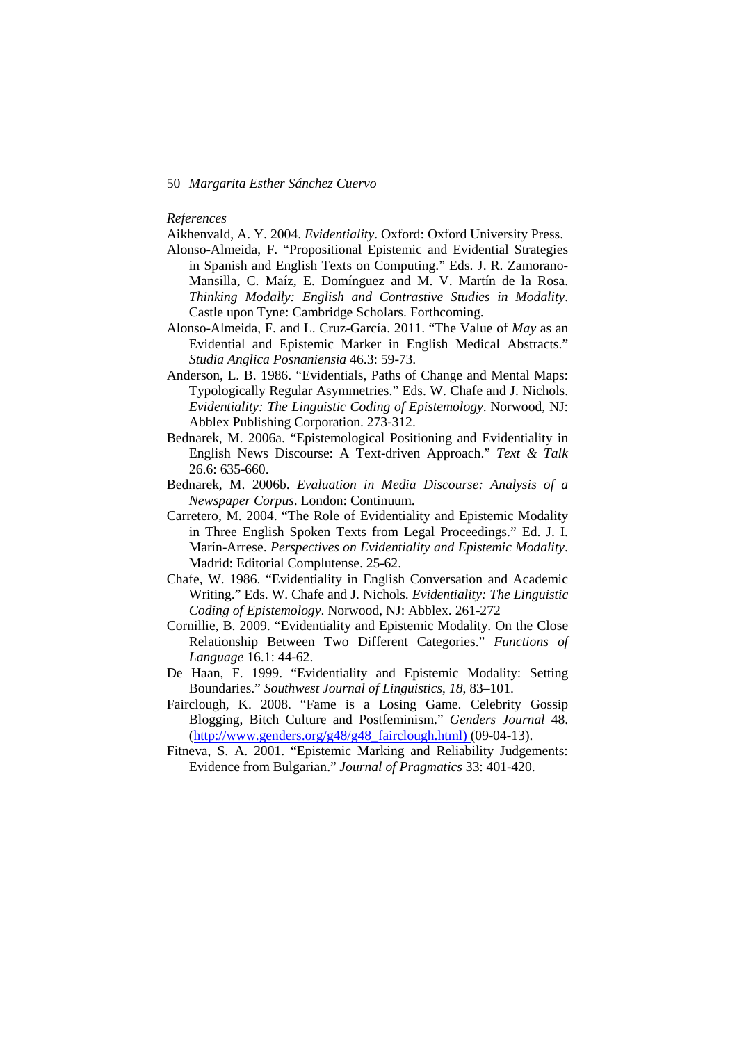*References*

Aikhenvald, A. Y. 2004. *Evidentiality*. Oxford: Oxford University Press.

Alonso-Almeida, F. "Propositional Epistemic and Evidential Strategies in Spanish and English Texts on Computing." Eds. J. R. Zamorano-Mansilla, C. Maíz, E. Domínguez and M. V. Martín de la Rosa. *Thinking Modally: English and Contrastive Studies in Modality*. Castle upon Tyne: Cambridge Scholars. Forthcoming.

Alonso-Almeida, F. and L. Cruz-García. 2011. "The Value of *May* as an Evidential and Epistemic Marker in English Medical Abstracts." *Studia Anglica Posnaniensia* 46.3: 59-73.

Anderson, L. B. 1986. "Evidentials, Paths of Change and Mental Maps: Typologically Regular Asymmetries." Eds. W. Chafe and J. Nichols. *Evidentiality: The Linguistic Coding of Epistemology*. Norwood, NJ: Abblex Publishing Corporation. 273-312.

Bednarek, M. 2006a. "Epistemological Positioning and Evidentiality in English News Discourse: A Text-driven Approach." *Text & Talk* 26.6: 635-660.

Bednarek, M. 2006b. *Evaluation in Media Discourse: Analysis of a Newspaper Corpus*. London: Continuum.

Carretero, M. 2004. "The Role of Evidentiality and Epistemic Modality in Three English Spoken Texts from Legal Proceedings." Ed. J. I. Marín-Arrese. *Perspectives on Evidentiality and Epistemic Modality*. Madrid: Editorial Complutense. 25-62.

Chafe, W. 1986. "Evidentiality in English Conversation and Academic Writing." Eds. W. Chafe and J. Nichols. *Evidentiality: The Linguistic Coding of Epistemology*. Norwood, NJ: Abblex. 261-272

Cornillie, B. 2009. "Evidentiality and Epistemic Modality. On the Close Relationship Between Two Different Categories." *Functions of Language* 16.1: 44-62.

De Haan, F. 1999. "Evidentiality and Epistemic Modality: Setting Boundaries." *Southwest Journal of Linguistics*, *18*, 83–101.

Fairclough, K. 2008. "Fame is a Losing Game. Celebrity Gossip Blogging, Bitch Culture and Postfeminism." *Genders Journal* 48. (http://www.genders.org/g48/g48_fairclough.html) (09-04-13).

Fitneva, S. A. 2001. "Epistemic Marking and Reliability Judgements: Evidence from Bulgarian." *Journal of Pragmatics* 33: 401-420.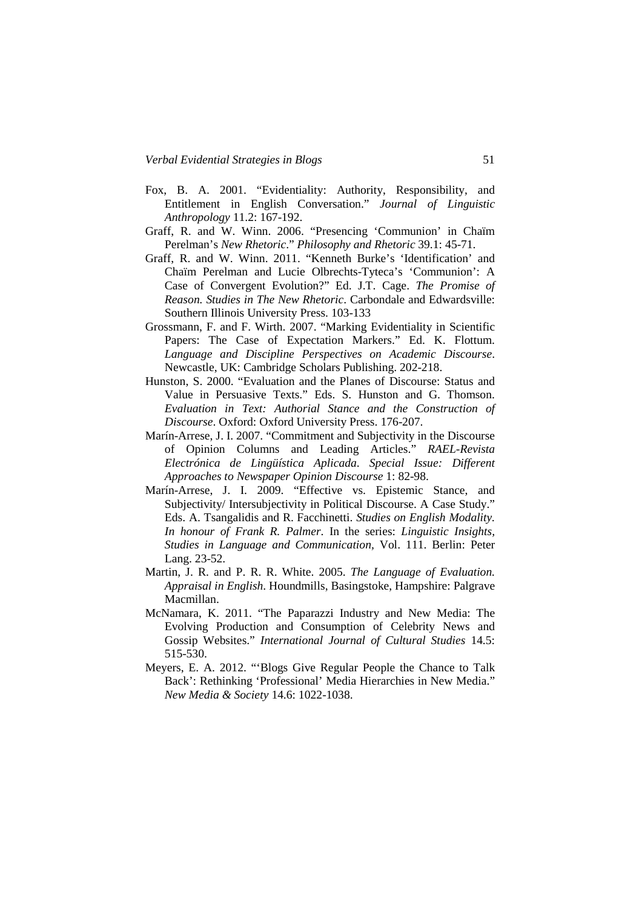Fox, B. A. 2001. "Evidentiality: Authority, Responsibility, and Entitlement in English Conversation." *Journal of Linguistic Anthropology* 11.2: 167-192.

Graff, R. and W. Winn. 2006. "Presencing 'Communion' in Chaïm Perelman's *New Rhetoric*." *Philosophy and Rhetoric* 39.1: 45-71.

Graff, R. and W. Winn. 2011. "Kenneth Burke's 'Identification' and Chaïm Perelman and Lucie Olbrechts-Tyteca's 'Communion': A Case of Convergent Evolution?" Ed. J.T. Cage. *The Promise of Reason. Studies in The New Rhetoric*. Carbondale and Edwardsville: Southern Illinois University Press. 103-133

Grossmann, F. and F. Wirth. 2007. "Marking Evidentiality in Scientific Papers: The Case of Expectation Markers." Ed. K. Flottum. *Language and Discipline Perspectives on Academic Discourse*. Newcastle, UK: Cambridge Scholars Publishing. 202-218.

Hunston, S. 2000. "Evaluation and the Planes of Discourse: Status and Value in Persuasive Texts." Eds. S. Hunston and G. Thomson. *Evaluation in Text: Authorial Stance and the Construction of Discourse*. Oxford: Oxford University Press. 176-207.

Marín-Arrese, J. I. 2007. "Commitment and Subjectivity in the Discourse of Opinion Columns and Leading Articles." *RAEL-Revista Electrónica de Lingüística Aplicada. Special Issue: Different Approaches to Newspaper Opinion Discourse* 1: 82-98.

Marín-Arrese, J. I. 2009. "Effective vs. Epistemic Stance, and Subjectivity/ Intersubjectivity in Political Discourse. A Case Study." Eds. A. Tsangalidis and R. Facchinetti. *Studies on English Modality. In honour of Frank R. Palmer*. In the series: *Linguistic Insights, Studies in Language and Communication*, Vol. 111. Berlin: Peter Lang. 23-52.

Martin, J. R. and P. R. R. White. 2005. *The Language of Evaluation. Appraisal in English*. Houndmills, Basingstoke, Hampshire: Palgrave Macmillan.

McNamara, K. 2011. "The Paparazzi Industry and New Media: The Evolving Production and Consumption of Celebrity News and Gossip Websites." *International Journal of Cultural Studies* 14.5: 515-530.

Meyers, E. A. 2012. "'Blogs Give Regular People the Chance to Talk Back': Rethinking 'Professional' Media Hierarchies in New Media." *New Media & Society* 14.6: 1022-1038.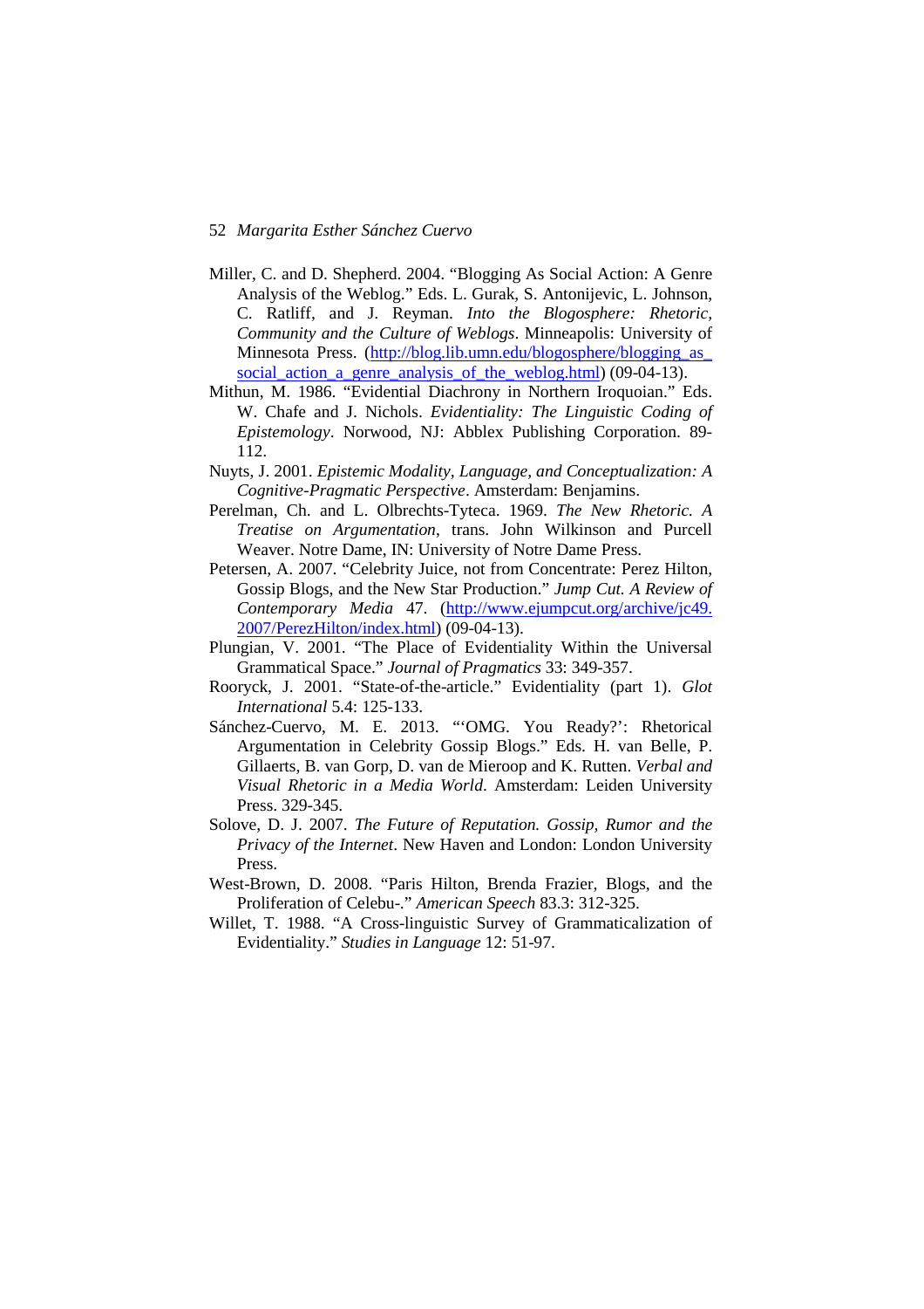Miller, C. and D. Shepherd. 2004. "Blogging As Social Action: A Genre Analysis of the Weblog." Eds. L. Gurak, S. Antonijevic, L. Johnson, C. Ratliff, and J. Reyman. *Into the Blogosphere: Rhetoric, Community and the Culture of Weblogs*. Minneapolis: University of Minnesota Press. (http://blog.lib.umn.edu/blogosphere/blogging_as_social_action_a_genre_analysis_of_the_weblog.html) (09-04-13).

Mithun, M. 1986. "Evidential Diachrony in Northern Iroquoian." Eds. W. Chafe and J. Nichols. *Evidentiality: The Linguistic Coding of Epistemology*. Norwood, NJ: Abblex Publishing Corporation. 89-112.

Nuyts, J. 2001. *Epistemic Modality, Language, and Conceptualization: A Cognitive-Pragmatic Perspective*. Amsterdam: Benjamins.

Perelman, Ch. and L. Olbrechts-Tyteca. 1969. *The New Rhetoric. A Treatise on Argumentation*, trans. John Wilkinson and Purcell Weaver. Notre Dame, IN: University of Notre Dame Press.

Petersen, A. 2007. "Celebrity Juice, not from Concentrate: Perez Hilton, Gossip Blogs, and the New Star Production." *Jump Cut. A Review of Contemporary Media* 47. (http://www.ejumpcut.org/archive/jc49.2007/PerezHilton/index.html) (09-04-13).

Plungian, V. 2001. "The Place of Evidentiality Within the Universal Grammatical Space." *Journal of Pragmatics* 33: 349-357.

Rooryck, J. 2001. "State-of-the-article." Evidentiality (part 1). *Glot International* 5.4: 125-133.

Sánchez-Cuervo, M. E. 2013. "'OMG. You Ready?': Rhetorical Argumentation in Celebrity Gossip Blogs." Eds. H. van Belle, P. Gillaerts, B. van Gorp, D. van de Mieroop and K. Rutten. *Verbal and Visual Rhetoric in a Media World*. Amsterdam: Leiden University Press. 329-345.

Solove, D. J. 2007. *The Future of Reputation. Gossip, Rumor and the Privacy of the Internet*. New Haven and London: London University Press.

West-Brown, D. 2008. "Paris Hilton, Brenda Frazier, Blogs, and the Proliferation of Celebu-." *American Speech* 83.3: 312-325.

Willet, T. 1988. "A Cross-linguistic Survey of Grammaticalization of Evidentiality." *Studies in Language* 12: 51-97.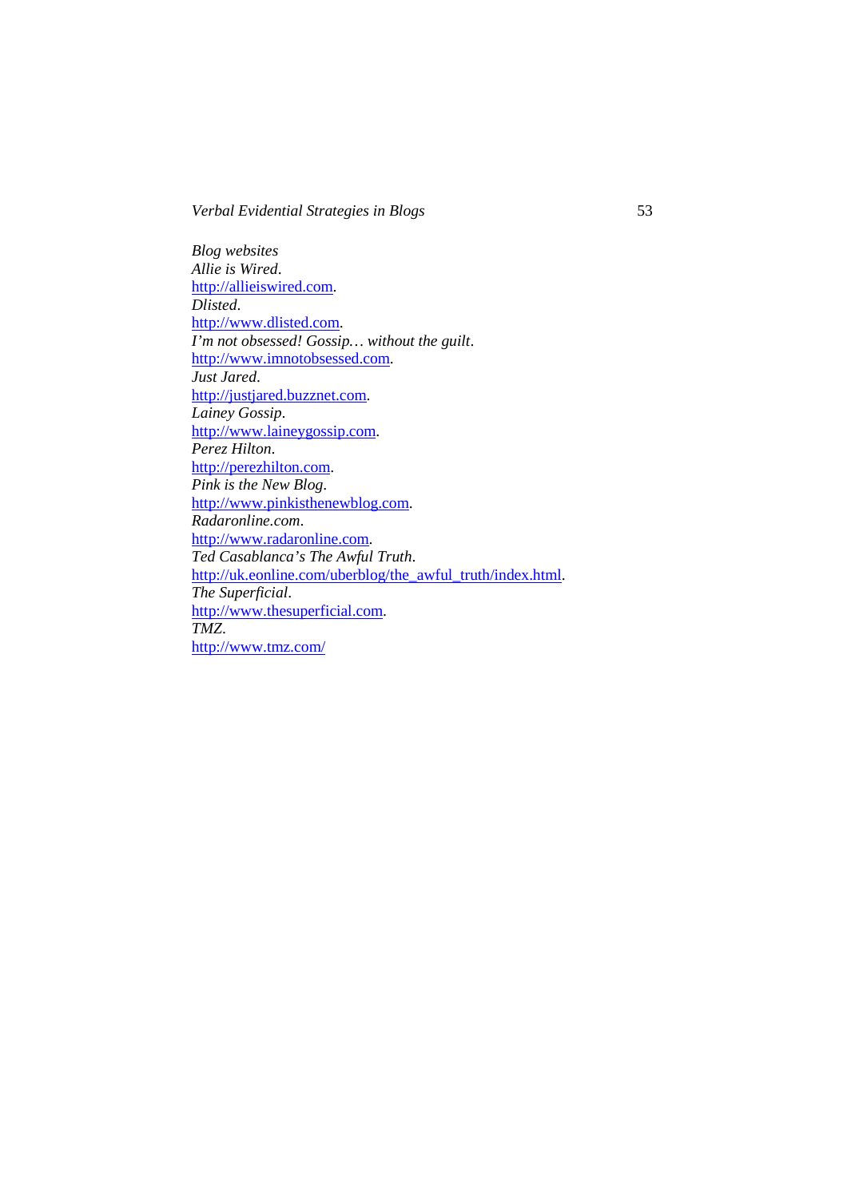*Blog websites*

*Allie is Wired*.
http://allieiswired.com.

*Dlisted*.
http://www.dlisted.com.

*I'm not obsessed! Gossip… without the guilt*.
http://www.imnotobsessed.com.

*Just Jared*.
http://justjared.buzznet.com.

*Lainey Gossip*.
http://www.laineygossip.com.

*Perez Hilton*.
http://perezhilton.com.

*Pink is the New Blog*.
http://www.pinkisthenewblog.com.

*Radaronline.com*.
http://www.radaronline.com.

*Ted Casablanca's The Awful Truth*.
http://uk.eonline.com/uberblog/the_awful_truth/index.html.

*The Superficial*.
http://www.thesuperficial.com.

*TMZ*.
http://www.tmz.com/